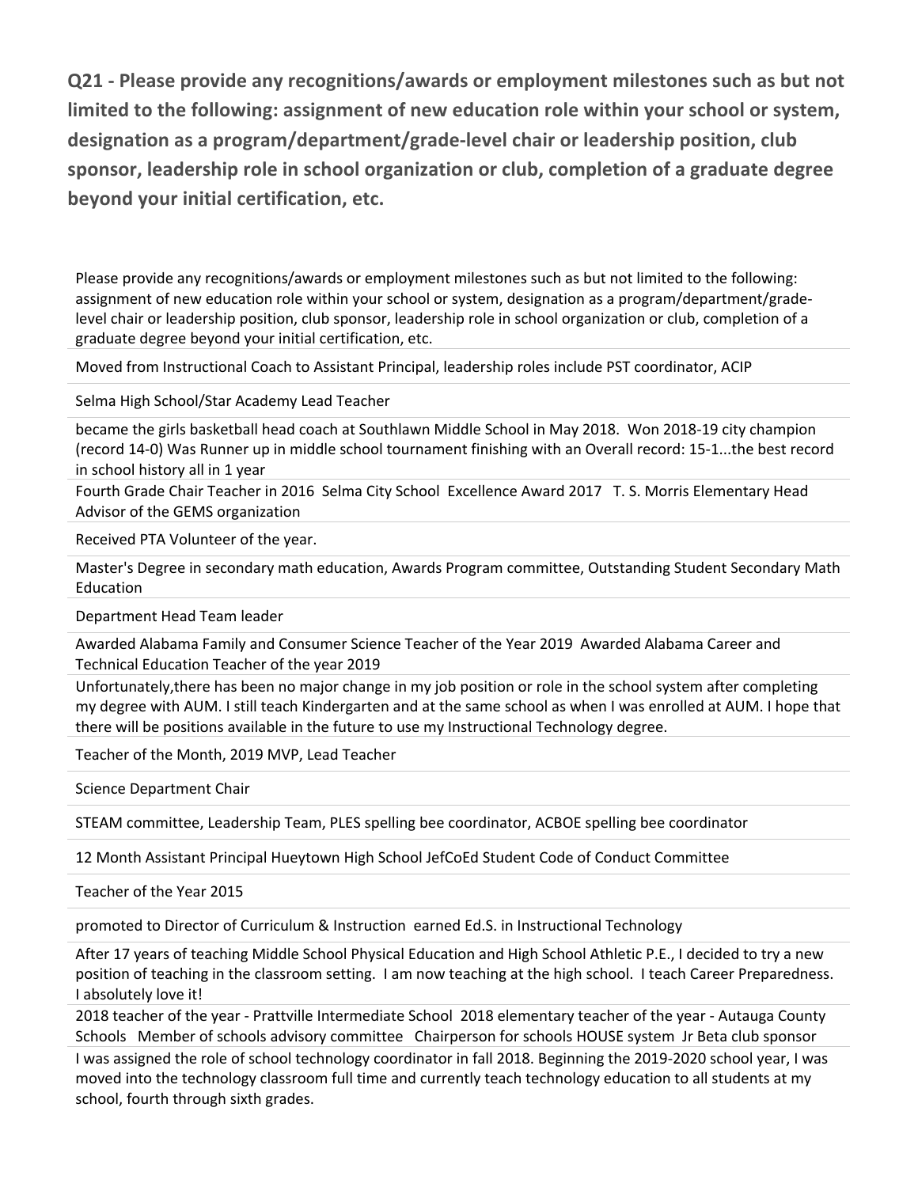## Q21 - Please provide any recognitions/awards or employment milestones such as but not limited to the following: assignment of new education role within your school or system, designation as a program/department/grade-level chair or leadership position, club sponsor, leadership role in school organization or club, completion of a graduate degree beyond your initial certification, etc.

| Please provide any recognitions/awards or employment milestones such as but not limited to the following: assignment of new education role within your school or system, designation as a program/department/grade-level chair or leadership position, club sponsor, leadership role in school organization or club, completion of a graduate degree beyond your initial certification, etc. |
| --- |
| Moved from Instructional Coach to Assistant Principal, leadership roles include PST coordinator, ACIP |
| Selma High School/Star Academy Lead Teacher |
| became the girls basketball head coach at Southlawn Middle School in May 2018. Won 2018-19 city champion (record 14-0) Was Runner up in middle school tournament finishing with an Overall record: 15-1...the best record in school history all in 1 year |
| Fourth Grade Chair Teacher in 2016 Selma City School Excellence Award 2017 T. S. Morris Elementary Head Advisor of the GEMS organization |
| Received PTA Volunteer of the year. |
| Master's Degree in secondary math education, Awards Program committee, Outstanding Student Secondary Math Education |
| Department Head Team leader |
| Awarded Alabama Family and Consumer Science Teacher of the Year 2019 Awarded Alabama Career and Technical Education Teacher of the year 2019 |
| Unfortunately,there has been no major change in my job position or role in the school system after completing my degree with AUM. I still teach Kindergarten and at the same school as when I was enrolled at AUM. I hope that there will be positions available in the future to use my Instructional Technology degree. |
| Teacher of the Month, 2019 MVP, Lead Teacher |
| Science Department Chair |
| STEAM committee, Leadership Team, PLES spelling bee coordinator, ACBOE spelling bee coordinator |
| 12 Month Assistant Principal Hueytown High School JefCoEd Student Code of Conduct Committee |
| Teacher of the Year 2015 |
| promoted to Director of Curriculum & Instruction earned Ed.S. in Instructional Technology |
| After 17 years of teaching Middle School Physical Education and High School Athletic P.E., I decided to try a new position of teaching in the classroom setting. I am now teaching at the high school. I teach Career Preparedness. I absolutely love it! |
| 2018 teacher of the year - Prattville Intermediate School 2018 elementary teacher of the year - Autauga County Schools Member of schools advisory committee Chairperson for schools HOUSE system Jr Beta club sponsor |
| I was assigned the role of school technology coordinator in fall 2018. Beginning the 2019-2020 school year, I was moved into the technology classroom full time and currently teach technology education to all students at my school, fourth through sixth grades. |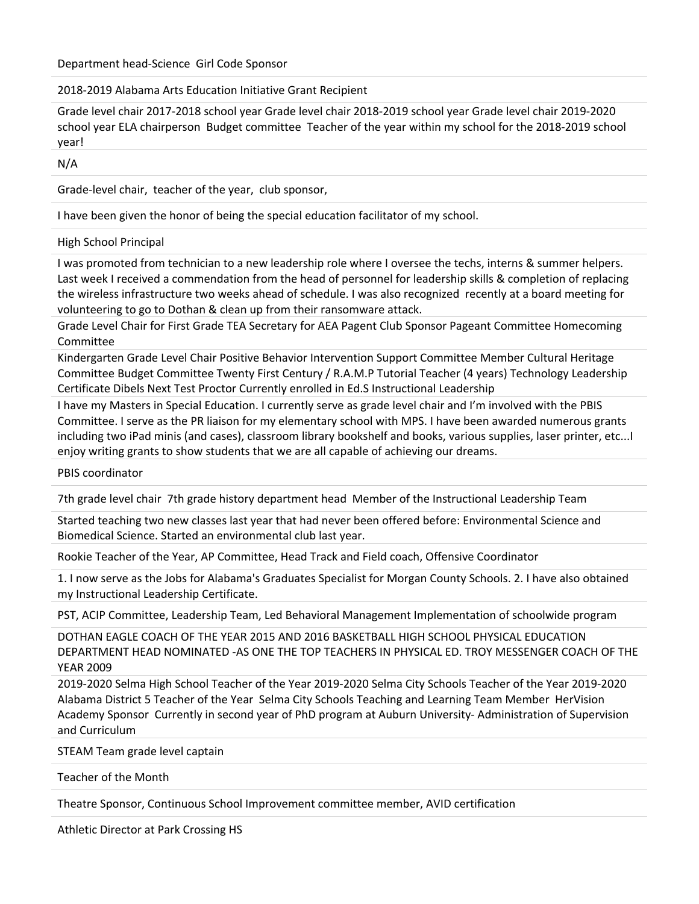Department head-Science  Girl Code Sponsor

2018-2019 Alabama Arts Education Initiative Grant Recipient

Grade level chair 2017-2018 school year Grade level chair 2018-2019 school year Grade level chair 2019-2020 school year ELA chairperson  Budget committee  Teacher of the year within my school for the 2018-2019 school year!

N/A

Grade-level chair,  teacher of the year,  club sponsor,

I have been given the honor of being the special education facilitator of my school.

High School Principal

I was promoted from technician to a new leadership role where I oversee the techs, interns & summer helpers. Last week I received a commendation from the head of personnel for leadership skills & completion of replacing the wireless infrastructure two weeks ahead of schedule. I was also recognized  recently at a board meeting for volunteering to go to Dothan & clean up from their ransomware attack.

Grade Level Chair for First Grade TEA Secretary for AEA Pagent Club Sponsor Pageant Committee Homecoming Committee

Kindergarten Grade Level Chair Positive Behavior Intervention Support Committee Member Cultural Heritage Committee Budget Committee Twenty First Century / R.A.M.P Tutorial Teacher (4 years) Technology Leadership Certificate Dibels Next Test Proctor Currently enrolled in Ed.S Instructional Leadership

I have my Masters in Special Education. I currently serve as grade level chair and I'm involved with the PBIS Committee. I serve as the PR liaison for my elementary school with MPS. I have been awarded numerous grants including two iPad minis (and cases), classroom library bookshelf and books, various supplies, laser printer, etc...I enjoy writing grants to show students that we are all capable of achieving our dreams.

PBIS coordinator

7th grade level chair  7th grade history department head  Member of the Instructional Leadership Team

Started teaching two new classes last year that had never been offered before: Environmental Science and Biomedical Science. Started an environmental club last year.

Rookie Teacher of the Year, AP Committee, Head Track and Field coach, Offensive Coordinator

1. I now serve as the Jobs for Alabama's Graduates Specialist for Morgan County Schools. 2. I have also obtained my Instructional Leadership Certificate.

PST, ACIP Committee, Leadership Team, Led Behavioral Management Implementation of schoolwide program

DOTHAN EAGLE COACH OF THE YEAR 2015 AND 2016 BASKETBALL HIGH SCHOOL PHYSICAL EDUCATION DEPARTMENT HEAD NOMINATED -AS ONE THE TOP TEACHERS IN PHYSICAL ED. TROY MESSENGER COACH OF THE YEAR 2009

2019-2020 Selma High School Teacher of the Year 2019-2020 Selma City Schools Teacher of the Year 2019-2020 Alabama District 5 Teacher of the Year  Selma City Schools Teaching and Learning Team Member  HerVision Academy Sponsor  Currently in second year of PhD program at Auburn University- Administration of Supervision and Curriculum

STEAM Team grade level captain

Teacher of the Month

Theatre Sponsor, Continuous School Improvement committee member, AVID certification

Athletic Director at Park Crossing HS